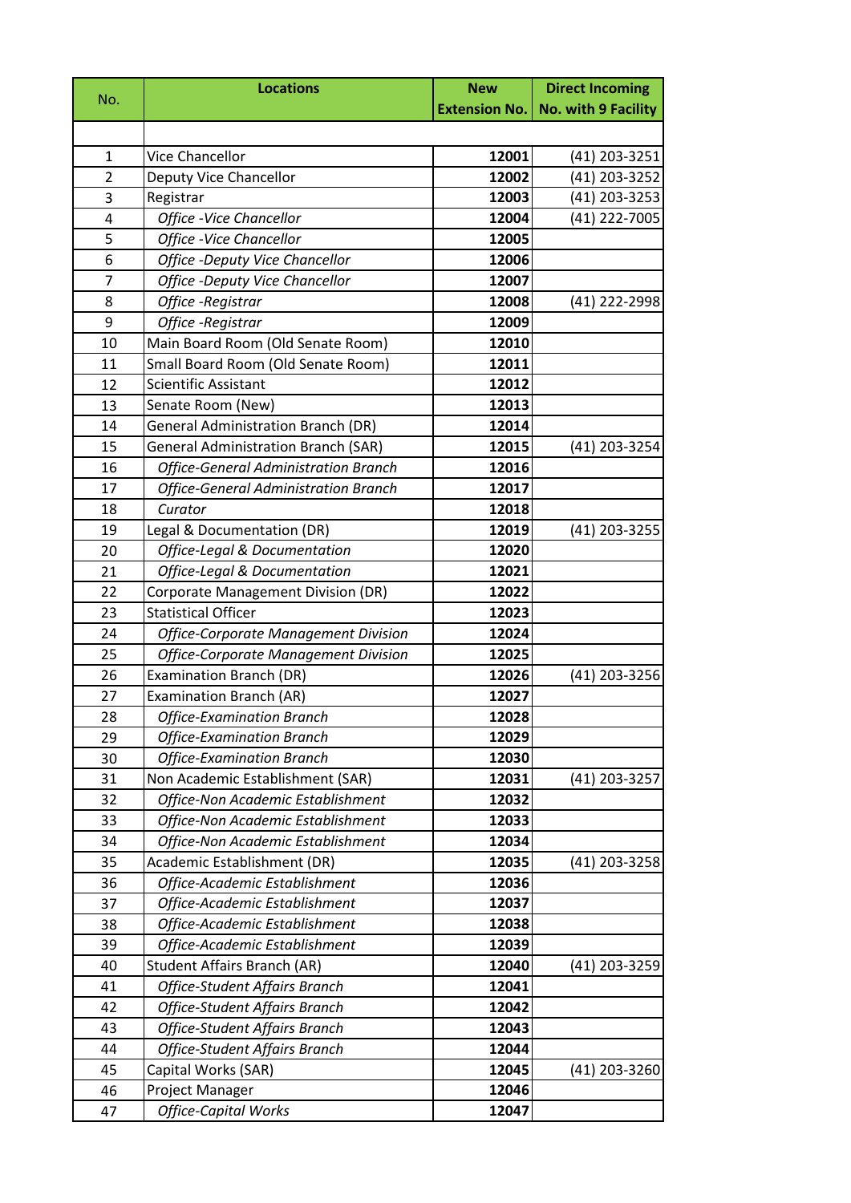| No. | Locations | New Extension No. | Direct Incoming No. with 9 Facility |
|---|---|---|---|
| | | | |
| 1 | Vice Chancellor | **12001** | (41) 203-3251 |
| 2 | Deputy Vice Chancellor | **12002** | (41) 203-3252 |
| 3 | Registrar | **12003** | (41) 203-3253 |
| 4 | *Office -Vice Chancellor* | **12004** | (41) 222-7005 |
| 5 | *Office -Vice Chancellor* | **12005** | |
| 6 | *Office -Deputy Vice Chancellor* | **12006** | |
| 7 | *Office -Deputy Vice Chancellor* | **12007** | |
| 8 | *Office -Registrar* | **12008** | (41) 222-2998 |
| 9 | *Office -Registrar* | **12009** | |
| 10 | Main Board Room (Old Senate Room) | **12010** | |
| 11 | Small Board Room (Old Senate Room) | **12011** | |
| 12 | Scientific Assistant | **12012** | |
| 13 | Senate Room (New) | **12013** | |
| 14 | General Administration Branch (DR) | **12014** | |
| 15 | General Administration Branch (SAR) | **12015** | (41) 203-3254 |
| 16 | *Office-General Administration Branch* | **12016** | |
| 17 | *Office-General Administration Branch* | **12017** | |
| 18 | *Curator* | **12018** | |
| 19 | Legal & Documentation (DR) | **12019** | (41) 203-3255 |
| 20 | *Office-Legal & Documentation* | **12020** | |
| 21 | *Office-Legal & Documentation* | **12021** | |
| 22 | Corporate Management Division (DR) | **12022** | |
| 23 | Statistical Officer | **12023** | |
| 24 | *Office-Corporate Management Division* | **12024** | |
| 25 | *Office-Corporate Management Division* | **12025** | |
| 26 | Examination Branch (DR) | **12026** | (41) 203-3256 |
| 27 | Examination Branch (AR) | **12027** | |
| 28 | *Office-Examination Branch* | **12028** | |
| 29 | *Office-Examination Branch* | **12029** | |
| 30 | *Office-Examination Branch* | **12030** | |
| 31 | Non Academic Establishment (SAR) | **12031** | (41) 203-3257 |
| 32 | *Office-Non Academic Establishment* | **12032** | |
| 33 | *Office-Non Academic Establishment* | **12033** | |
| 34 | *Office-Non Academic Establishment* | **12034** | |
| 35 | Academic Establishment (DR) | **12035** | (41) 203-3258 |
| 36 | *Office-Academic Establishment* | **12036** | |
| 37 | *Office-Academic Establishment* | **12037** | |
| 38 | *Office-Academic Establishment* | **12038** | |
| 39 | *Office-Academic Establishment* | **12039** | |
| 40 | Student Affairs Branch (AR) | **12040** | (41) 203-3259 |
| 41 | *Office-Student Affairs Branch* | **12041** | |
| 42 | *Office-Student Affairs Branch* | **12042** | |
| 43 | *Office-Student Affairs Branch* | **12043** | |
| 44 | *Office-Student Affairs Branch* | **12044** | |
| 45 | Capital Works (SAR) | **12045** | (41) 203-3260 |
| 46 | Project Manager | **12046** | |
| 47 | *Office-Capital Works* | **12047** | |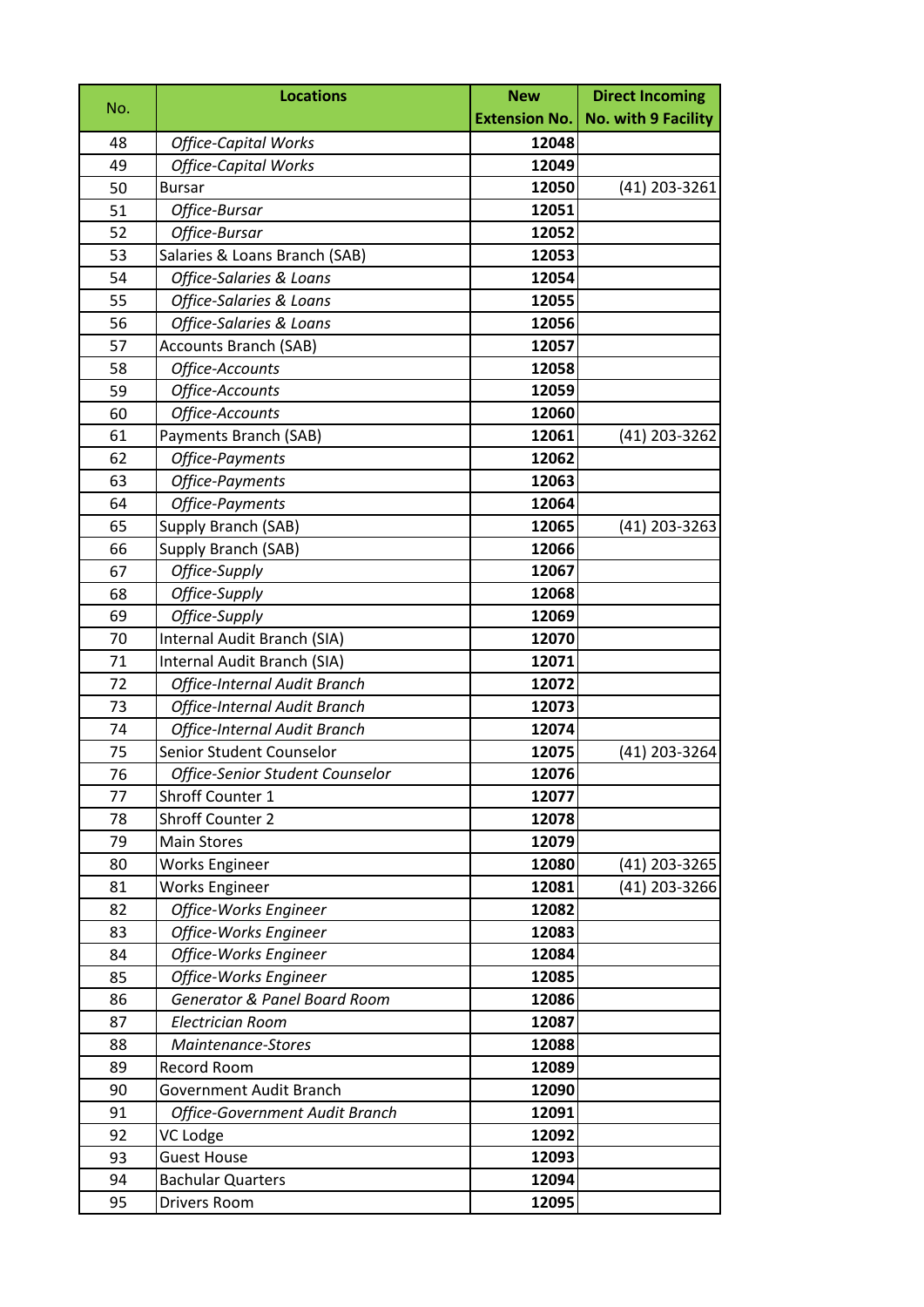| No. | Locations | New Extension No. | Direct Incoming No. with 9 Facility |
|---|---|---|---|
| 48 | *Office-Capital Works* | **12048** | |
| 49 | *Office-Capital Works* | **12049** | |
| 50 | Bursar | **12050** | (41) 203-3261 |
| 51 | *Office-Bursar* | **12051** | |
| 52 | *Office-Bursar* | **12052** | |
| 53 | Salaries & Loans Branch (SAB) | **12053** | |
| 54 | *Office-Salaries & Loans* | **12054** | |
| 55 | *Office-Salaries & Loans* | **12055** | |
| 56 | *Office-Salaries & Loans* | **12056** | |
| 57 | Accounts Branch (SAB) | **12057** | |
| 58 | *Office-Accounts* | **12058** | |
| 59 | *Office-Accounts* | **12059** | |
| 60 | *Office-Accounts* | **12060** | |
| 61 | Payments Branch (SAB) | **12061** | (41) 203-3262 |
| 62 | *Office-Payments* | **12062** | |
| 63 | *Office-Payments* | **12063** | |
| 64 | *Office-Payments* | **12064** | |
| 65 | Supply Branch (SAB) | **12065** | (41) 203-3263 |
| 66 | Supply Branch (SAB) | **12066** | |
| 67 | *Office-Supply* | **12067** | |
| 68 | *Office-Supply* | **12068** | |
| 69 | *Office-Supply* | **12069** | |
| 70 | Internal Audit Branch (SIA) | **12070** | |
| 71 | Internal Audit Branch (SIA) | **12071** | |
| 72 | *Office-Internal Audit Branch* | **12072** | |
| 73 | *Office-Internal Audit Branch* | **12073** | |
| 74 | *Office-Internal Audit Branch* | **12074** | |
| 75 | Senior Student Counselor | **12075** | (41) 203-3264 |
| 76 | *Office-Senior Student Counselor* | **12076** | |
| 77 | Shroff Counter 1 | **12077** | |
| 78 | Shroff Counter 2 | **12078** | |
| 79 | Main Stores | **12079** | |
| 80 | Works Engineer | **12080** | (41) 203-3265 |
| 81 | Works Engineer | **12081** | (41) 203-3266 |
| 82 | *Office-Works Engineer* | **12082** | |
| 83 | *Office-Works Engineer* | **12083** | |
| 84 | *Office-Works Engineer* | **12084** | |
| 85 | *Office-Works Engineer* | **12085** | |
| 86 | *Generator & Panel Board Room* | **12086** | |
| 87 | *Electrician Room* | **12087** | |
| 88 | *Maintenance-Stores* | **12088** | |
| 89 | Record Room | **12089** | |
| 90 | Government Audit Branch | **12090** | |
| 91 | *Office-Government Audit Branch* | **12091** | |
| 92 | VC Lodge | **12092** | |
| 93 | Guest House | **12093** | |
| 94 | Bachular Quarters | **12094** | |
| 95 | Drivers Room | **12095** | |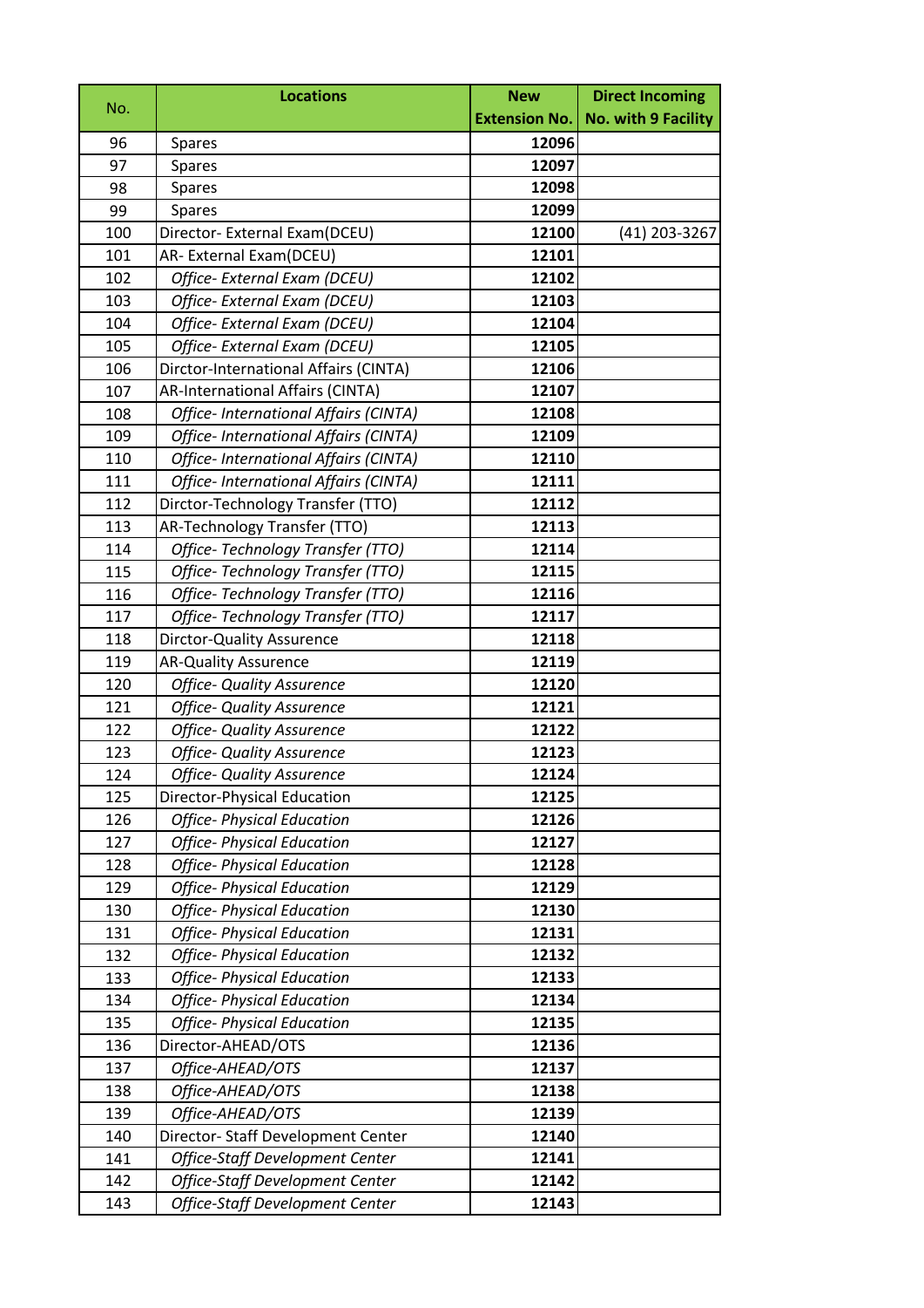| No. | Locations | New Extension No. | Direct Incoming No. with 9 Facility |
|---|---|---|---|
| 96 | Spares | **12096** | |
| 97 | Spares | **12097** | |
| 98 | Spares | **12098** | |
| 99 | Spares | **12099** | |
| 100 | Director- External Exam(DCEU) | **12100** | (41) 203-3267 |
| 101 | AR- External Exam(DCEU) | **12101** | |
| 102 | *Office- External Exam (DCEU)* | **12102** | |
| 103 | *Office- External Exam (DCEU)* | **12103** | |
| 104 | *Office- External Exam (DCEU)* | **12104** | |
| 105 | *Office- External Exam (DCEU)* | **12105** | |
| 106 | Dirctor-International Affairs (CINTA) | **12106** | |
| 107 | AR-International Affairs (CINTA) | **12107** | |
| 108 | *Office- International Affairs (CINTA)* | **12108** | |
| 109 | *Office- International Affairs (CINTA)* | **12109** | |
| 110 | *Office- International Affairs (CINTA)* | **12110** | |
| 111 | *Office- International Affairs (CINTA)* | **12111** | |
| 112 | Dirctor-Technology Transfer (TTO) | **12112** | |
| 113 | AR-Technology Transfer (TTO) | **12113** | |
| 114 | *Office- Technology Transfer (TTO)* | **12114** | |
| 115 | *Office- Technology Transfer (TTO)* | **12115** | |
| 116 | *Office- Technology Transfer (TTO)* | **12116** | |
| 117 | *Office- Technology Transfer (TTO)* | **12117** | |
| 118 | Dirctor-Quality Assurence | **12118** | |
| 119 | AR-Quality Assurence | **12119** | |
| 120 | *Office- Quality Assurence* | **12120** | |
| 121 | *Office- Quality Assurence* | **12121** | |
| 122 | *Office- Quality Assurence* | **12122** | |
| 123 | *Office- Quality Assurence* | **12123** | |
| 124 | *Office- Quality Assurence* | **12124** | |
| 125 | Director-Physical Education | **12125** | |
| 126 | *Office- Physical Education* | **12126** | |
| 127 | *Office- Physical Education* | **12127** | |
| 128 | *Office- Physical Education* | **12128** | |
| 129 | *Office- Physical Education* | **12129** | |
| 130 | *Office- Physical Education* | **12130** | |
| 131 | *Office- Physical Education* | **12131** | |
| 132 | *Office- Physical Education* | **12132** | |
| 133 | *Office- Physical Education* | **12133** | |
| 134 | *Office- Physical Education* | **12134** | |
| 135 | *Office- Physical Education* | **12135** | |
| 136 | Director-AHEAD/OTS | **12136** | |
| 137 | *Office-AHEAD/OTS* | **12137** | |
| 138 | *Office-AHEAD/OTS* | **12138** | |
| 139 | *Office-AHEAD/OTS* | **12139** | |
| 140 | Director- Staff Development Center | **12140** | |
| 141 | *Office-Staff Development Center* | **12141** | |
| 142 | *Office-Staff Development Center* | **12142** | |
| 143 | *Office-Staff Development Center* | **12143** | |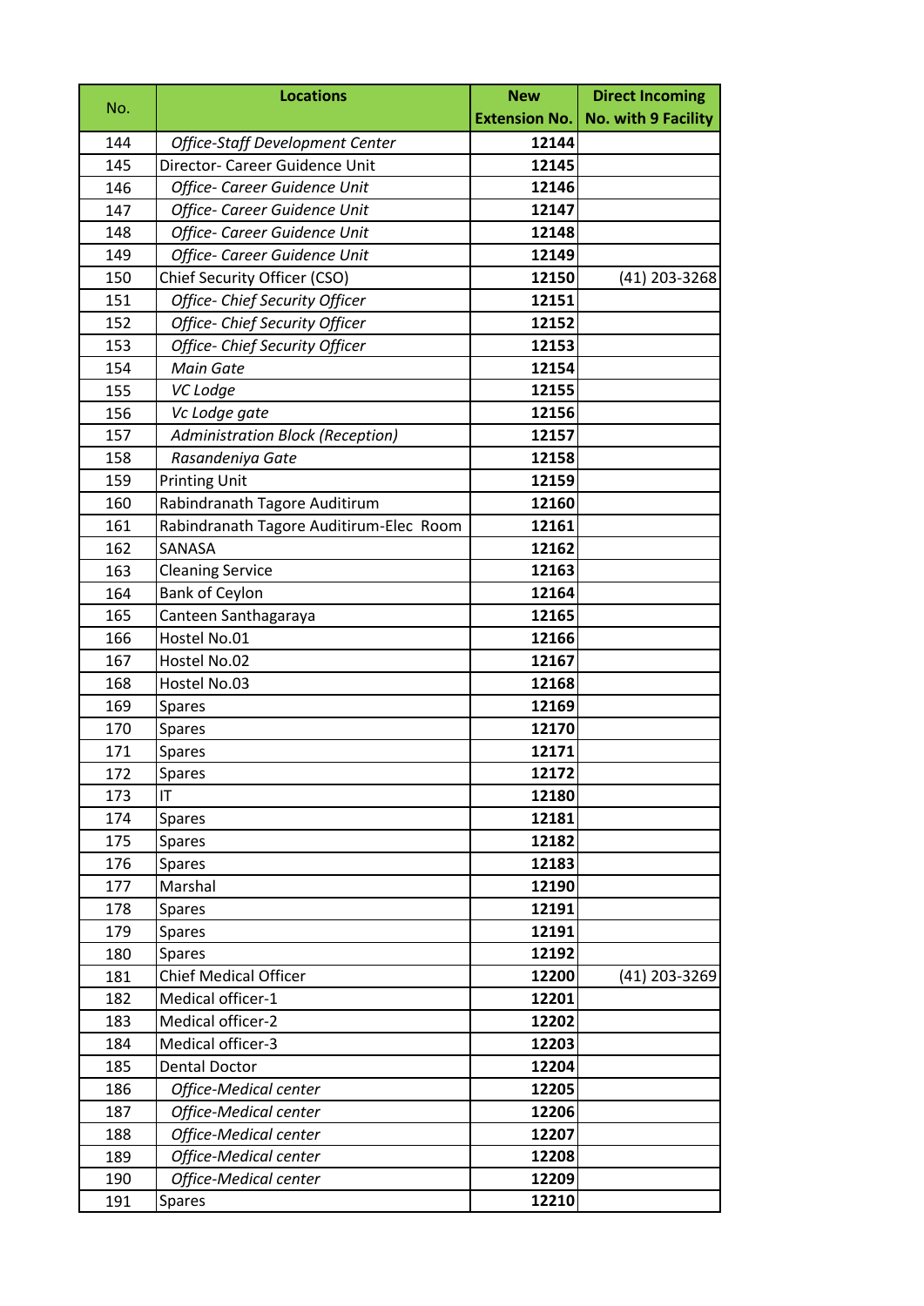| No. | Locations | New Extension No. | Direct Incoming No. with 9 Facility |
|---|---|---|---|
| 144 | *Office-Staff Development Center* | **12144** | |
| 145 | Director- Career Guidence Unit | **12145** | |
| 146 | *Office- Career Guidence Unit* | **12146** | |
| 147 | *Office- Career Guidence Unit* | **12147** | |
| 148 | *Office- Career Guidence Unit* | **12148** | |
| 149 | *Office- Career Guidence Unit* | **12149** | |
| 150 | Chief Security Officer (CSO) | **12150** | (41) 203-3268 |
| 151 | *Office- Chief Security Officer* | **12151** | |
| 152 | *Office- Chief Security Officer* | **12152** | |
| 153 | *Office- Chief Security Officer* | **12153** | |
| 154 | *Main Gate* | **12154** | |
| 155 | *VC Lodge* | **12155** | |
| 156 | *Vc Lodge gate* | **12156** | |
| 157 | *Administration Block (Reception)* | **12157** | |
| 158 | *Rasandeniya Gate* | **12158** | |
| 159 | Printing Unit | **12159** | |
| 160 | Rabindranath Tagore Auditirum | **12160** | |
| 161 | Rabindranath Tagore Auditirum-Elec Room | **12161** | |
| 162 | SANASA | **12162** | |
| 163 | Cleaning Service | **12163** | |
| 164 | Bank of Ceylon | **12164** | |
| 165 | Canteen Santhagaraya | **12165** | |
| 166 | Hostel No.01 | **12166** | |
| 167 | Hostel No.02 | **12167** | |
| 168 | Hostel No.03 | **12168** | |
| 169 | Spares | **12169** | |
| 170 | Spares | **12170** | |
| 171 | Spares | **12171** | |
| 172 | Spares | **12172** | |
| 173 | IT | **12180** | |
| 174 | Spares | **12181** | |
| 175 | Spares | **12182** | |
| 176 | Spares | **12183** | |
| 177 | Marshal | **12190** | |
| 178 | Spares | **12191** | |
| 179 | Spares | **12191** | |
| 180 | Spares | **12192** | |
| 181 | Chief Medical Officer | **12200** | (41) 203-3269 |
| 182 | Medical officer-1 | **12201** | |
| 183 | Medical officer-2 | **12202** | |
| 184 | Medical officer-3 | **12203** | |
| 185 | Dental Doctor | **12204** | |
| 186 | *Office-Medical center* | **12205** | |
| 187 | *Office-Medical center* | **12206** | |
| 188 | *Office-Medical center* | **12207** | |
| 189 | *Office-Medical center* | **12208** | |
| 190 | *Office-Medical center* | **12209** | |
| 191 | Spares | **12210** | |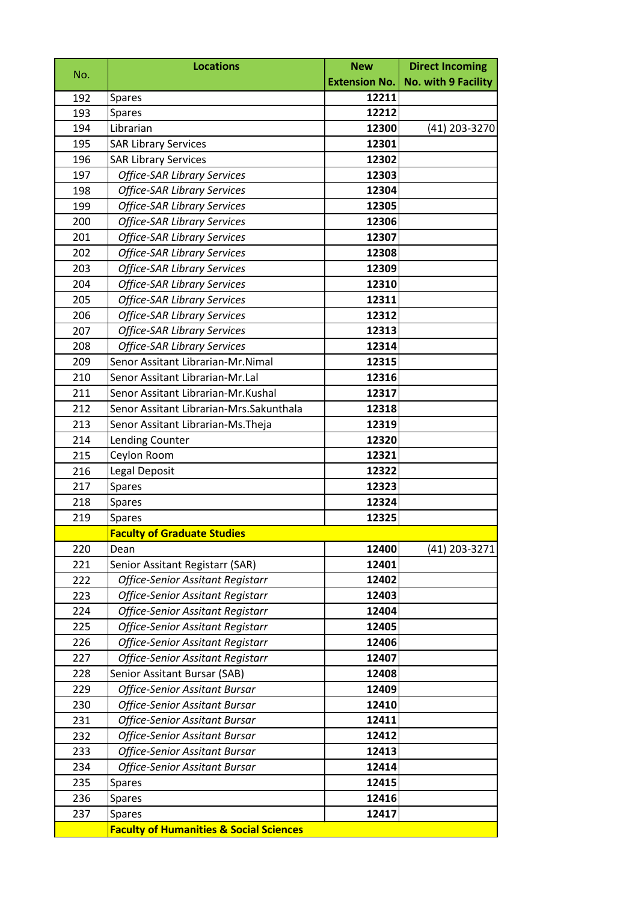| No. | Locations | New Extension No. | Direct Incoming No. with 9 Facility |
|---|---|---|---|
| 192 | Spares | 12211 | |
| 193 | Spares | 12212 | |
| 194 | Librarian | 12300 | (41) 203-3270 |
| 195 | SAR Library Services | 12301 | |
| 196 | SAR Library Services | 12302 | |
| 197 | *Office-SAR Library Services* | 12303 | |
| 198 | *Office-SAR Library Services* | 12304 | |
| 199 | *Office-SAR Library Services* | 12305 | |
| 200 | *Office-SAR Library Services* | 12306 | |
| 201 | *Office-SAR Library Services* | 12307 | |
| 202 | *Office-SAR Library Services* | 12308 | |
| 203 | *Office-SAR Library Services* | 12309 | |
| 204 | *Office-SAR Library Services* | 12310 | |
| 205 | *Office-SAR Library Services* | 12311 | |
| 206 | *Office-SAR Library Services* | 12312 | |
| 207 | *Office-SAR Library Services* | 12313 | |
| 208 | *Office-SAR Library Services* | 12314 | |
| 209 | Senor Assitant Librarian-Mr.Nimal | 12315 | |
| 210 | Senor Assitant Librarian-Mr.Lal | 12316 | |
| 211 | Senor Assitant Librarian-Mr.Kushal | 12317 | |
| 212 | Senor Assitant Librarian-Mrs.Sakunthala | 12318 | |
| 213 | Senor Assitant Librarian-Ms.Theja | 12319 | |
| 214 | Lending Counter | 12320 | |
| 215 | Ceylon Room | 12321 | |
| 216 | Legal Deposit | 12322 | |
| 217 | Spares | 12323 | |
| 218 | Spares | 12324 | |
| 219 | Spares | 12325 | |
| | **Faculty of Graduate Studies** | | |
| 220 | Dean | 12400 | (41) 203-3271 |
| 221 | Senior Assitant Registarr (SAR) | 12401 | |
| 222 | *Office-Senior Assitant Registarr* | 12402 | |
| 223 | *Office-Senior Assitant Registarr* | 12403 | |
| 224 | *Office-Senior Assitant Registarr* | 12404 | |
| 225 | *Office-Senior Assitant Registarr* | 12405 | |
| 226 | *Office-Senior Assitant Registarr* | 12406 | |
| 227 | *Office-Senior Assitant Registarr* | 12407 | |
| 228 | Senior Assitant Bursar (SAB) | 12408 | |
| 229 | *Office-Senior Assitant Bursar* | 12409 | |
| 230 | *Office-Senior Assitant Bursar* | 12410 | |
| 231 | *Office-Senior Assitant Bursar* | 12411 | |
| 232 | *Office-Senior Assitant Bursar* | 12412 | |
| 233 | *Office-Senior Assitant Bursar* | 12413 | |
| 234 | *Office-Senior Assitant Bursar* | 12414 | |
| 235 | Spares | 12415 | |
| 236 | Spares | 12416 | |
| 237 | Spares | 12417 | |
| | **Faculty of Humanities & Social Sciences** | | |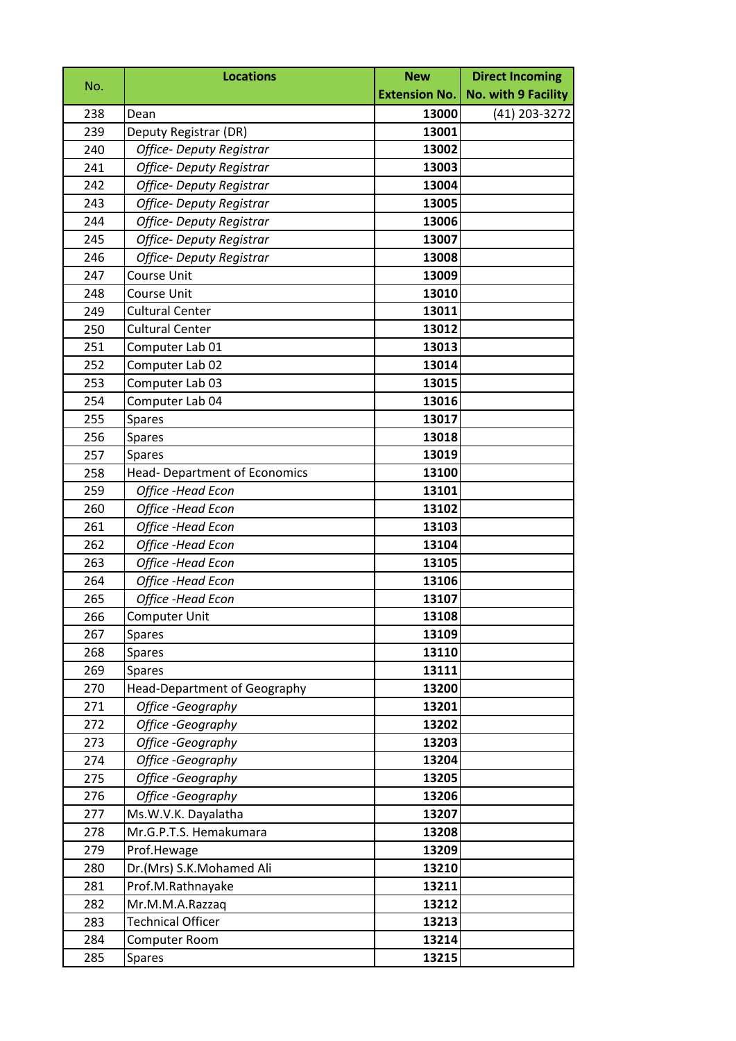| No. | Locations | New Extension No. | Direct Incoming No. with 9 Facility |
|---|---|---|---|
| 238 | Dean | **13000** | (41) 203-3272 |
| 239 | Deputy Registrar (DR) | **13001** | |
| 240 | *Office- Deputy Registrar* | **13002** | |
| 241 | *Office- Deputy Registrar* | **13003** | |
| 242 | *Office- Deputy Registrar* | **13004** | |
| 243 | *Office- Deputy Registrar* | **13005** | |
| 244 | *Office- Deputy Registrar* | **13006** | |
| 245 | *Office- Deputy Registrar* | **13007** | |
| 246 | *Office- Deputy Registrar* | **13008** | |
| 247 | Course Unit | **13009** | |
| 248 | Course Unit | **13010** | |
| 249 | Cultural Center | **13011** | |
| 250 | Cultural Center | **13012** | |
| 251 | Computer Lab 01 | **13013** | |
| 252 | Computer Lab 02 | **13014** | |
| 253 | Computer Lab 03 | **13015** | |
| 254 | Computer Lab 04 | **13016** | |
| 255 | Spares | **13017** | |
| 256 | Spares | **13018** | |
| 257 | Spares | **13019** | |
| 258 | Head- Department of Economics | **13100** | |
| 259 | *Office -Head Econ* | **13101** | |
| 260 | *Office -Head Econ* | **13102** | |
| 261 | *Office -Head Econ* | **13103** | |
| 262 | *Office -Head Econ* | **13104** | |
| 263 | *Office -Head Econ* | **13105** | |
| 264 | *Office -Head Econ* | **13106** | |
| 265 | *Office -Head Econ* | **13107** | |
| 266 | Computer Unit | **13108** | |
| 267 | Spares | **13109** | |
| 268 | Spares | **13110** | |
| 269 | Spares | **13111** | |
| 270 | Head-Department of Geography | **13200** | |
| 271 | *Office -Geography* | **13201** | |
| 272 | *Office -Geography* | **13202** | |
| 273 | *Office -Geography* | **13203** | |
| 274 | *Office -Geography* | **13204** | |
| 275 | *Office -Geography* | **13205** | |
| 276 | *Office -Geography* | **13206** | |
| 277 | Ms.W.V.K. Dayalatha | **13207** | |
| 278 | Mr.G.P.T.S. Hemakumara | **13208** | |
| 279 | Prof.Hewage | **13209** | |
| 280 | Dr.(Mrs) S.K.Mohamed Ali | **13210** | |
| 281 | Prof.M.Rathnayake | **13211** | |
| 282 | Mr.M.M.A.Razzaq | **13212** | |
| 283 | Technical Officer | **13213** | |
| 284 | Computer Room | **13214** | |
| 285 | Spares | **13215** | |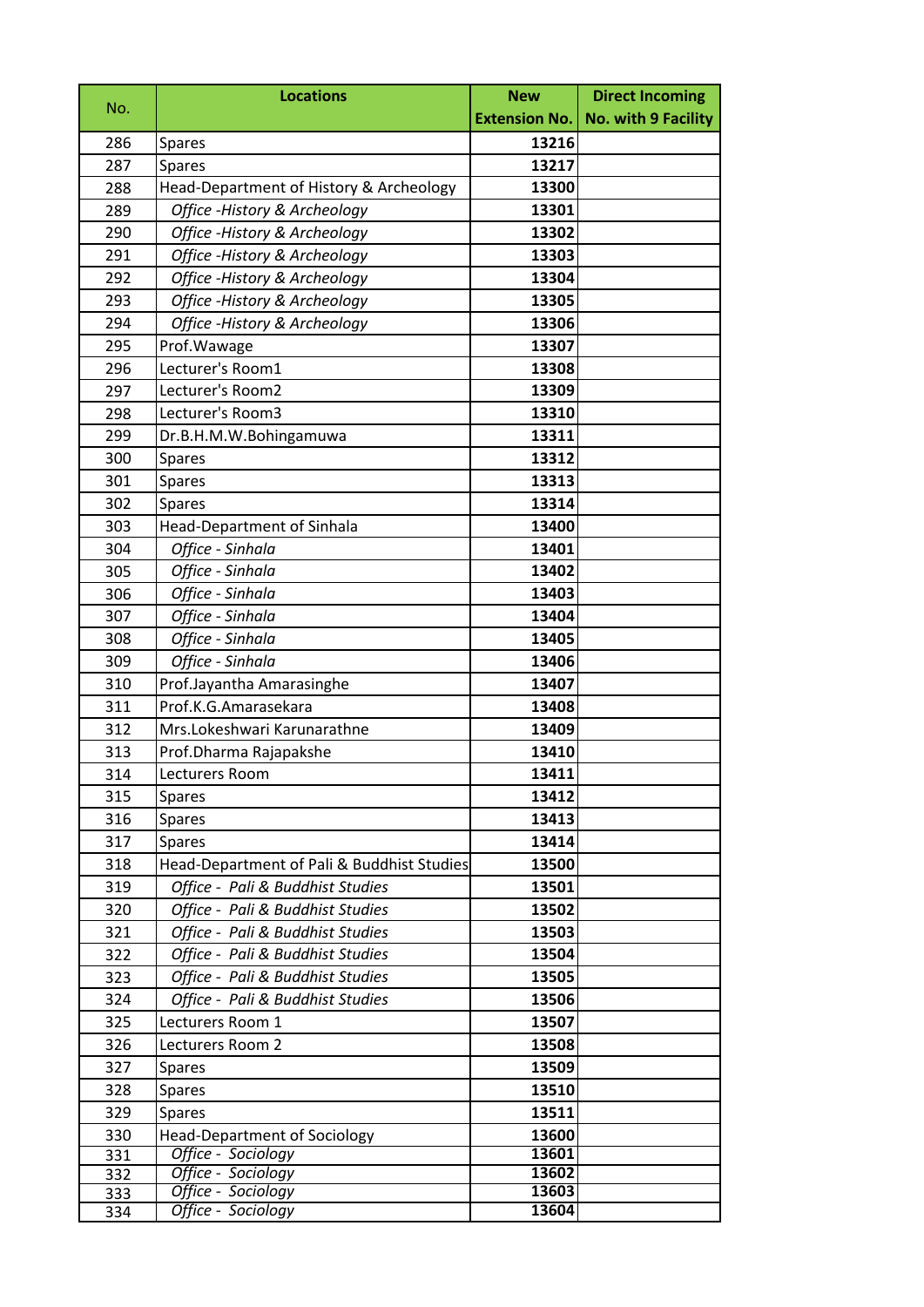| No. | Locations | New Extension No. | Direct Incoming No. with 9 Facility |
|---|---|---|---|
| 286 | Spares | **13216** | |
| 287 | Spares | **13217** | |
| 288 | Head-Department of History & Archeology | **13300** | |
| 289 | *Office -History & Archeology* | **13301** | |
| 290 | *Office -History & Archeology* | **13302** | |
| 291 | *Office -History & Archeology* | **13303** | |
| 292 | *Office -History & Archeology* | **13304** | |
| 293 | *Office -History & Archeology* | **13305** | |
| 294 | *Office -History & Archeology* | **13306** | |
| 295 | Prof.Wawage | **13307** | |
| 296 | Lecturer's Room1 | **13308** | |
| 297 | Lecturer's Room2 | **13309** | |
| 298 | Lecturer's Room3 | **13310** | |
| 299 | Dr.B.H.M.W.Bohingamuwa | **13311** | |
| 300 | Spares | **13312** | |
| 301 | Spares | **13313** | |
| 302 | Spares | **13314** | |
| 303 | Head-Department of Sinhala | **13400** | |
| 304 | *Office - Sinhala* | **13401** | |
| 305 | *Office - Sinhala* | **13402** | |
| 306 | *Office - Sinhala* | **13403** | |
| 307 | *Office - Sinhala* | **13404** | |
| 308 | *Office - Sinhala* | **13405** | |
| 309 | *Office - Sinhala* | **13406** | |
| 310 | Prof.Jayantha Amarasinghe | **13407** | |
| 311 | Prof.K.G.Amarasekara | **13408** | |
| 312 | Mrs.Lokeshwari Karunarathne | **13409** | |
| 313 | Prof.Dharma Rajapakshe | **13410** | |
| 314 | Lecturers Room | **13411** | |
| 315 | Spares | **13412** | |
| 316 | Spares | **13413** | |
| 317 | Spares | **13414** | |
| 318 | Head-Department of Pali & Buddhist Studies | **13500** | |
| 319 | *Office - Pali & Buddhist Studies* | **13501** | |
| 320 | *Office - Pali & Buddhist Studies* | **13502** | |
| 321 | *Office - Pali & Buddhist Studies* | **13503** | |
| 322 | *Office - Pali & Buddhist Studies* | **13504** | |
| 323 | *Office - Pali & Buddhist Studies* | **13505** | |
| 324 | *Office - Pali & Buddhist Studies* | **13506** | |
| 325 | Lecturers Room 1 | **13507** | |
| 326 | Lecturers Room 2 | **13508** | |
| 327 | Spares | **13509** | |
| 328 | Spares | **13510** | |
| 329 | Spares | **13511** | |
| 330 | Head-Department of Sociology | **13600** | |
| 331 | *Office - Sociology* | **13601** | |
| 332 | *Office - Sociology* | **13602** | |
| 333 | *Office - Sociology* | **13603** | |
| 334 | *Office - Sociology* | **13604** | |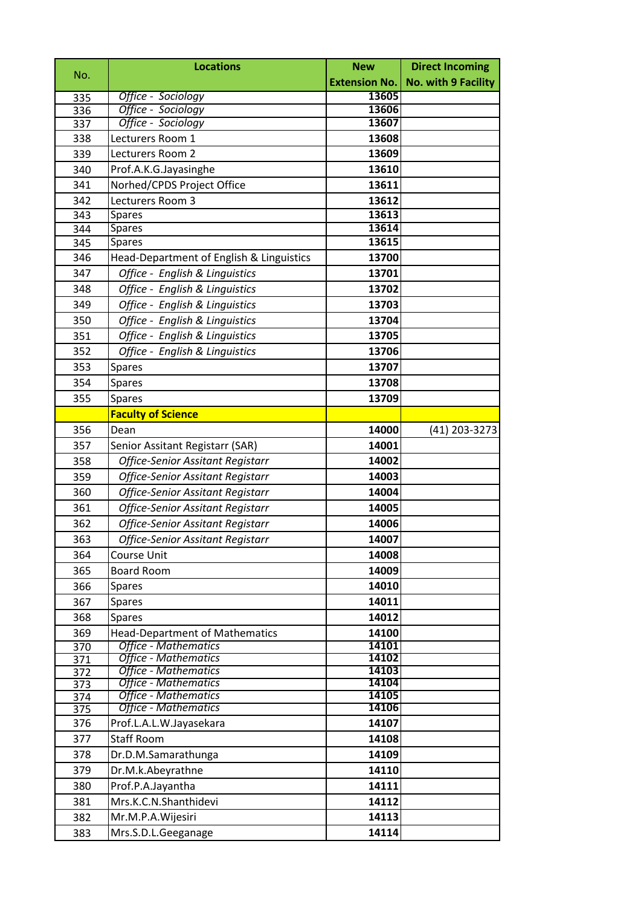| No. | Locations | New Extension No. | Direct Incoming No. with 9 Facility |
|---|---|---|---|
| 335 | *Office - Sociology* | 13605 | |
| 336 | *Office - Sociology* | 13606 | |
| 337 | *Office - Sociology* | 13607 | |
| 338 | Lecturers Room 1 | 13608 | |
| 339 | Lecturers Room 2 | 13609 | |
| 340 | Prof.A.K.G.Jayasinghe | 13610 | |
| 341 | Norhed/CPDS Project Office | 13611 | |
| 342 | Lecturers Room 3 | 13612 | |
| 343 | Spares | 13613 | |
| 344 | Spares | 13614 | |
| 345 | Spares | 13615 | |
| 346 | Head-Department of English & Linguistics | 13700 | |
| 347 | *Office - English & Linguistics* | 13701 | |
| 348 | *Office - English & Linguistics* | 13702 | |
| 349 | *Office - English & Linguistics* | 13703 | |
| 350 | *Office - English & Linguistics* | 13704 | |
| 351 | *Office - English & Linguistics* | 13705 | |
| 352 | *Office - English & Linguistics* | 13706 | |
| 353 | Spares | 13707 | |
| 354 | Spares | 13708 | |
| 355 | Spares | 13709 | |
| | **Faculty of Science** | | |
| 356 | Dean | 14000 | (41) 203-3273 |
| 357 | Senior Assitant Registarr (SAR) | 14001 | |
| 358 | *Office-Senior Assitant Registarr* | 14002 | |
| 359 | *Office-Senior Assitant Registarr* | 14003 | |
| 360 | *Office-Senior Assitant Registarr* | 14004 | |
| 361 | *Office-Senior Assitant Registarr* | 14005 | |
| 362 | *Office-Senior Assitant Registarr* | 14006 | |
| 363 | *Office-Senior Assitant Registarr* | 14007 | |
| 364 | Course Unit | 14008 | |
| 365 | Board Room | 14009 | |
| 366 | Spares | 14010 | |
| 367 | Spares | 14011 | |
| 368 | Spares | 14012 | |
| 369 | Head-Department of Mathematics | 14100 | |
| 370 | *Office - Mathematics* | 14101 | |
| 371 | *Office - Mathematics* | 14102 | |
| 372 | *Office - Mathematics* | 14103 | |
| 373 | *Office - Mathematics* | 14104 | |
| 374 | *Office - Mathematics* | 14105 | |
| 375 | *Office - Mathematics* | 14106 | |
| 376 | Prof.L.A.L.W.Jayasekara | 14107 | |
| 377 | Staff Room | 14108 | |
| 378 | Dr.D.M.Samarathunga | 14109 | |
| 379 | Dr.M.k.Abeyrathne | 14110 | |
| 380 | Prof.P.A.Jayantha | 14111 | |
| 381 | Mrs.K.C.N.Shanthidevi | 14112 | |
| 382 | Mr.M.P.A.Wijesiri | 14113 | |
| 383 | Mrs.S.D.L.Geeganage | 14114 | |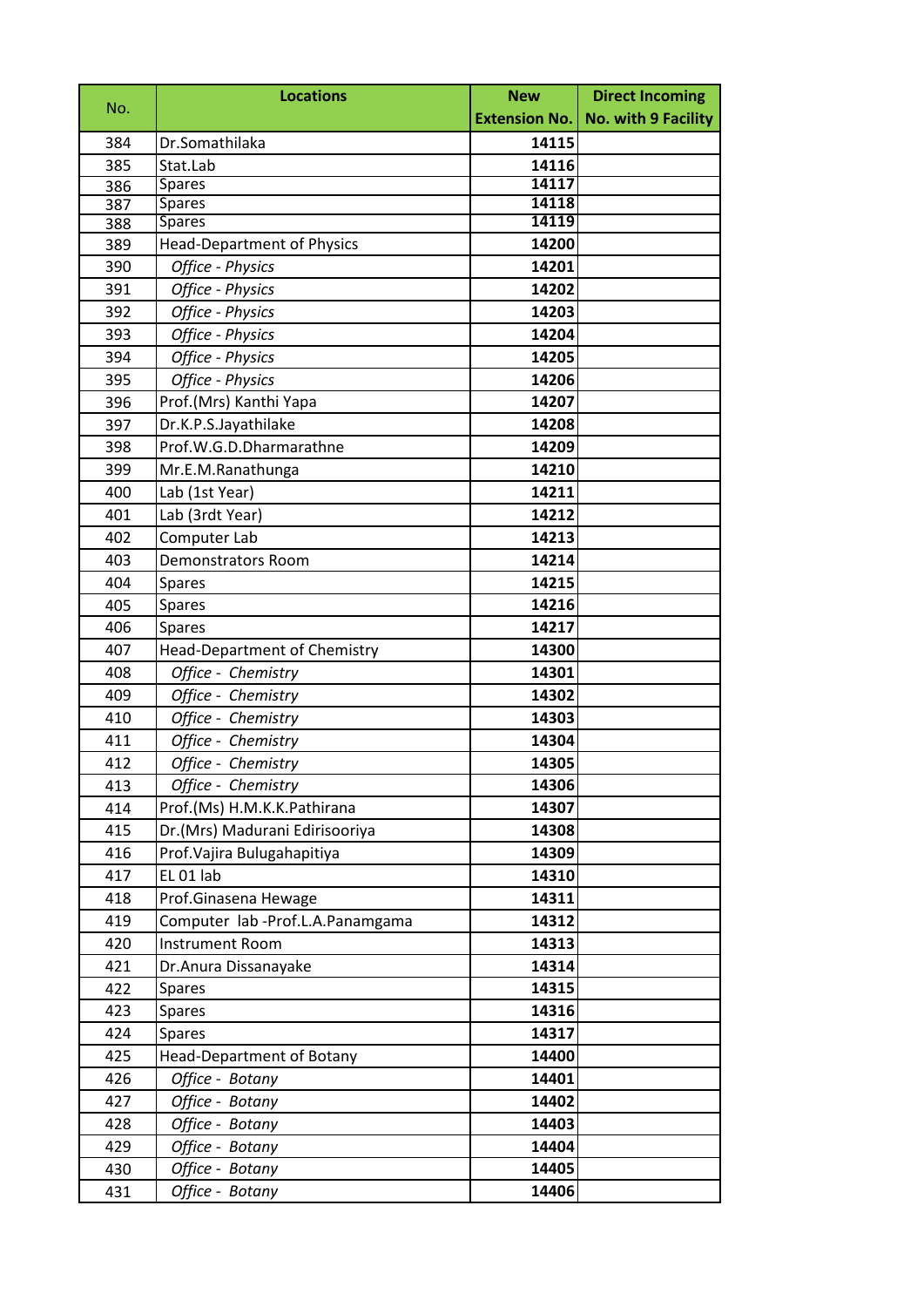| No. | Locations | New Extension No. | Direct Incoming No. with 9 Facility |
|---|---|---|---|
| 384 | Dr.Somathilaka | **14115** | |
| 385 | Stat.Lab | **14116** | |
| 386 | Spares | **14117** | |
| 387 | Spares | **14118** | |
| 388 | Spares | **14119** | |
| 389 | Head-Department of Physics | **14200** | |
| 390 | *Office - Physics* | **14201** | |
| 391 | *Office - Physics* | **14202** | |
| 392 | *Office - Physics* | **14203** | |
| 393 | *Office - Physics* | **14204** | |
| 394 | *Office - Physics* | **14205** | |
| 395 | *Office - Physics* | **14206** | |
| 396 | Prof.(Mrs) Kanthi Yapa | **14207** | |
| 397 | Dr.K.P.S.Jayathilake | **14208** | |
| 398 | Prof.W.G.D.Dharmarathne | **14209** | |
| 399 | Mr.E.M.Ranathunga | **14210** | |
| 400 | Lab (1st Year) | **14211** | |
| 401 | Lab (3rdt Year) | **14212** | |
| 402 | Computer Lab | **14213** | |
| 403 | Demonstrators Room | **14214** | |
| 404 | Spares | **14215** | |
| 405 | Spares | **14216** | |
| 406 | Spares | **14217** | |
| 407 | Head-Department of Chemistry | **14300** | |
| 408 | *Office - Chemistry* | **14301** | |
| 409 | *Office - Chemistry* | **14302** | |
| 410 | *Office - Chemistry* | **14303** | |
| 411 | *Office - Chemistry* | **14304** | |
| 412 | *Office - Chemistry* | **14305** | |
| 413 | *Office - Chemistry* | **14306** | |
| 414 | Prof.(Ms) H.M.K.K.Pathirana | **14307** | |
| 415 | Dr.(Mrs) Madurani Edirisooriya | **14308** | |
| 416 | Prof.Vajira Bulugahapitiya | **14309** | |
| 417 | EL 01 lab | **14310** | |
| 418 | Prof.Ginasena Hewage | **14311** | |
| 419 | Computer lab -Prof.L.A.Panamgama | **14312** | |
| 420 | Instrument Room | **14313** | |
| 421 | Dr.Anura Dissanayake | **14314** | |
| 422 | Spares | **14315** | |
| 423 | Spares | **14316** | |
| 424 | Spares | **14317** | |
| 425 | Head-Department of Botany | **14400** | |
| 426 | *Office - Botany* | **14401** | |
| 427 | *Office - Botany* | **14402** | |
| 428 | *Office - Botany* | **14403** | |
| 429 | *Office - Botany* | **14404** | |
| 430 | *Office - Botany* | **14405** | |
| 431 | *Office - Botany* | **14406** | |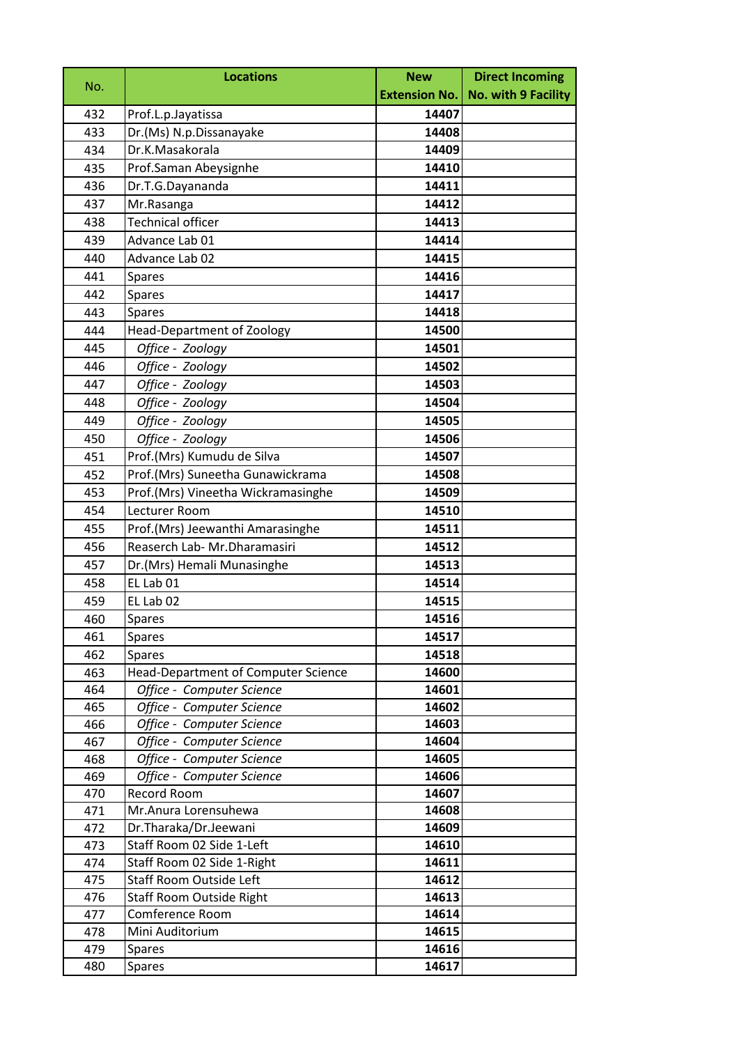| No. | Locations | New Extension No. | Direct Incoming No. with 9 Facility |
|---|---|---|---|
| 432 | Prof.L.p.Jayatissa | **14407** | |
| 433 | Dr.(Ms) N.p.Dissanayake | **14408** | |
| 434 | Dr.K.Masakorala | **14409** | |
| 435 | Prof.Saman Abeysignhe | **14410** | |
| 436 | Dr.T.G.Dayananda | **14411** | |
| 437 | Mr.Rasanga | **14412** | |
| 438 | Technical officer | **14413** | |
| 439 | Advance Lab 01 | **14414** | |
| 440 | Advance Lab 02 | **14415** | |
| 441 | Spares | **14416** | |
| 442 | Spares | **14417** | |
| 443 | Spares | **14418** | |
| 444 | Head-Department of Zoology | **14500** | |
| 445 | *Office - Zoology* | **14501** | |
| 446 | *Office - Zoology* | **14502** | |
| 447 | *Office - Zoology* | **14503** | |
| 448 | *Office - Zoology* | **14504** | |
| 449 | *Office - Zoology* | **14505** | |
| 450 | *Office - Zoology* | **14506** | |
| 451 | Prof.(Mrs) Kumudu de Silva | **14507** | |
| 452 | Prof.(Mrs) Suneetha Gunawickrama | **14508** | |
| 453 | Prof.(Mrs) Vineetha Wickramasinghe | **14509** | |
| 454 | Lecturer Room | **14510** | |
| 455 | Prof.(Mrs) Jeewanthi Amarasinghe | **14511** | |
| 456 | Reaserch Lab- Mr.Dharamasiri | **14512** | |
| 457 | Dr.(Mrs) Hemali Munasinghe | **14513** | |
| 458 | EL Lab 01 | **14514** | |
| 459 | EL Lab 02 | **14515** | |
| 460 | Spares | **14516** | |
| 461 | Spares | **14517** | |
| 462 | Spares | **14518** | |
| 463 | Head-Department of Computer Science | **14600** | |
| 464 | *Office - Computer Science* | **14601** | |
| 465 | *Office - Computer Science* | **14602** | |
| 466 | *Office - Computer Science* | **14603** | |
| 467 | *Office - Computer Science* | **14604** | |
| 468 | *Office - Computer Science* | **14605** | |
| 469 | *Office - Computer Science* | **14606** | |
| 470 | Record Room | **14607** | |
| 471 | Mr.Anura Lorensuhewa | **14608** | |
| 472 | Dr.Tharaka/Dr.Jeewani | **14609** | |
| 473 | Staff Room 02 Side 1-Left | **14610** | |
| 474 | Staff Room 02 Side 1-Right | **14611** | |
| 475 | Staff Room Outside Left | **14612** | |
| 476 | Staff Room Outside Right | **14613** | |
| 477 | Comference Room | **14614** | |
| 478 | Mini Auditorium | **14615** | |
| 479 | Spares | **14616** | |
| 480 | Spares | **14617** | |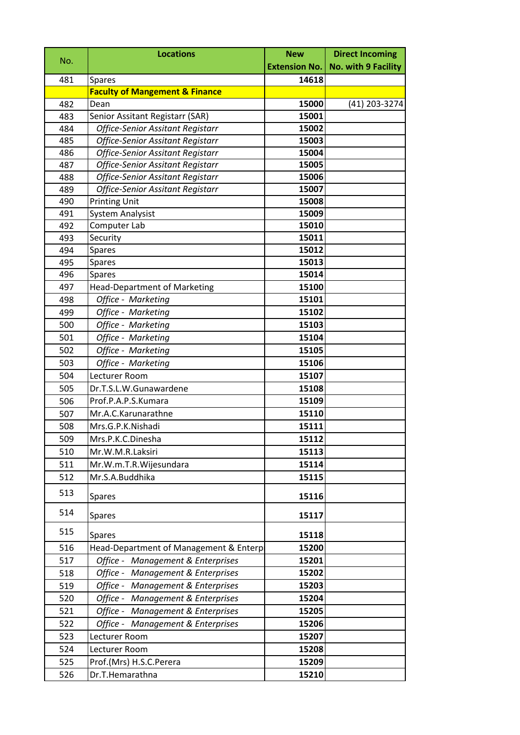| No. | Locations | New Extension No. | Direct Incoming No. with 9 Facility |
|---|---|---|---|
| 481 | Spares | **14618** | |
| | **Faculty of Mangement & Finance** | | |
| 482 | Dean | **15000** | (41) 203-3274 |
| 483 | Senior Assitant Registarr (SAR) | **15001** | |
| 484 | *Office-Senior Assitant Registarr* | **15002** | |
| 485 | *Office-Senior Assitant Registarr* | **15003** | |
| 486 | *Office-Senior Assitant Registarr* | **15004** | |
| 487 | *Office-Senior Assitant Registarr* | **15005** | |
| 488 | *Office-Senior Assitant Registarr* | **15006** | |
| 489 | *Office-Senior Assitant Registarr* | **15007** | |
| 490 | Printing Unit | **15008** | |
| 491 | System Analysist | **15009** | |
| 492 | Computer Lab | **15010** | |
| 493 | Security | **15011** | |
| 494 | Spares | **15012** | |
| 495 | Spares | **15013** | |
| 496 | Spares | **15014** | |
| 497 | Head-Department of Marketing | **15100** | |
| 498 | *Office - Marketing* | **15101** | |
| 499 | *Office - Marketing* | **15102** | |
| 500 | *Office - Marketing* | **15103** | |
| 501 | *Office - Marketing* | **15104** | |
| 502 | *Office - Marketing* | **15105** | |
| 503 | *Office - Marketing* | **15106** | |
| 504 | Lecturer Room | **15107** | |
| 505 | Dr.T.S.L.W.Gunawardene | **15108** | |
| 506 | Prof.P.A.P.S.Kumara | **15109** | |
| 507 | Mr.A.C.Karunarathne | **15110** | |
| 508 | Mrs.G.P.K.Nishadi | **15111** | |
| 509 | Mrs.P.K.C.Dinesha | **15112** | |
| 510 | Mr.W.M.R.Laksiri | **15113** | |
| 511 | Mr.W.m.T.R.Wijesundara | **15114** | |
| 512 | Mr.S.A.Buddhika | **15115** | |
| 513 | Spares | **15116** | |
| 514 | Spares | **15117** | |
| 515 | Spares | **15118** | |
| 516 | Head-Department of Management & Enterp | **15200** | |
| 517 | *Office - Management & Enterprises* | **15201** | |
| 518 | *Office - Management & Enterprises* | **15202** | |
| 519 | *Office - Management & Enterprises* | **15203** | |
| 520 | *Office - Management & Enterprises* | **15204** | |
| 521 | *Office - Management & Enterprises* | **15205** | |
| 522 | *Office - Management & Enterprises* | **15206** | |
| 523 | Lecturer Room | **15207** | |
| 524 | Lecturer Room | **15208** | |
| 525 | Prof.(Mrs) H.S.C.Perera | **15209** | |
| 526 | Dr.T.Hemarathna | **15210** | |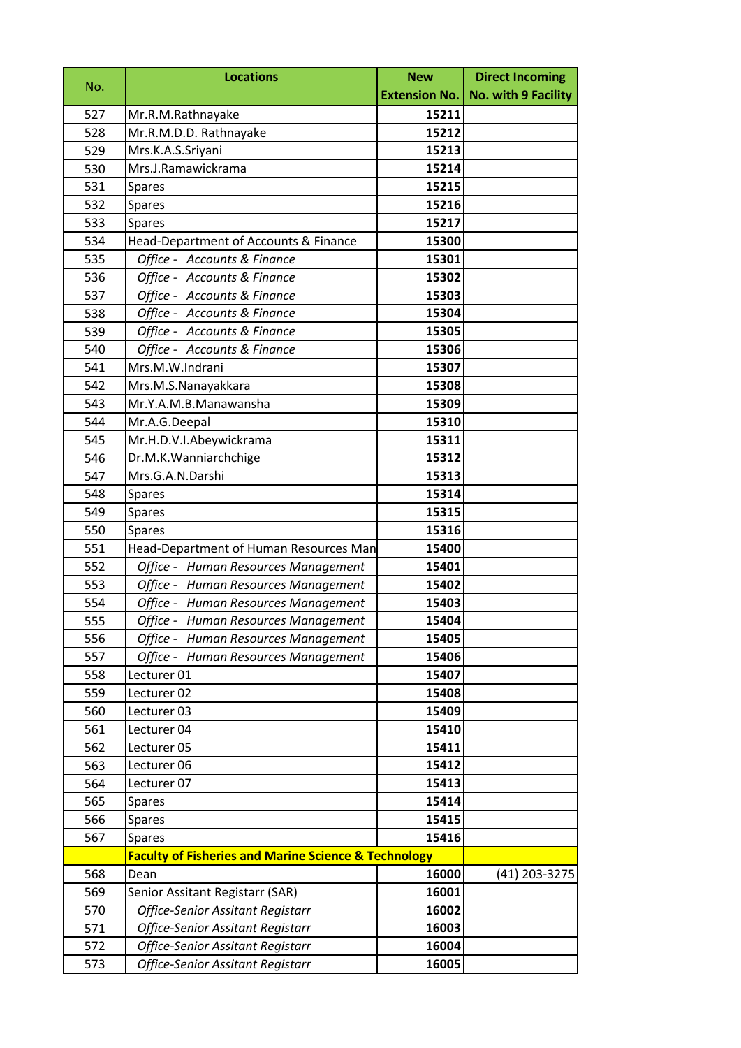| No. | Locations | New Extension No. | Direct Incoming No. with 9 Facility |
|---|---|---|---|
| 527 | Mr.R.M.Rathnayake | 15211 | |
| 528 | Mr.R.M.D.D. Rathnayake | 15212 | |
| 529 | Mrs.K.A.S.Sriyani | 15213 | |
| 530 | Mrs.J.Ramawickrama | 15214 | |
| 531 | Spares | 15215 | |
| 532 | Spares | 15216 | |
| 533 | Spares | 15217 | |
| 534 | Head-Department of Accounts & Finance | 15300 | |
| 535 | *Office - Accounts & Finance* | 15301 | |
| 536 | *Office - Accounts & Finance* | 15302 | |
| 537 | *Office - Accounts & Finance* | 15303 | |
| 538 | *Office - Accounts & Finance* | 15304 | |
| 539 | *Office - Accounts & Finance* | 15305 | |
| 540 | *Office - Accounts & Finance* | 15306 | |
| 541 | Mrs.M.W.Indrani | 15307 | |
| 542 | Mrs.M.S.Nanayakkara | 15308 | |
| 543 | Mr.Y.A.M.B.Manawansha | 15309 | |
| 544 | Mr.A.G.Deepal | 15310 | |
| 545 | Mr.H.D.V.I.Abeywickrama | 15311 | |
| 546 | Dr.M.K.Wanniarchchige | 15312 | |
| 547 | Mrs.G.A.N.Darshi | 15313 | |
| 548 | Spares | 15314 | |
| 549 | Spares | 15315 | |
| 550 | Spares | 15316 | |
| 551 | Head-Department of Human Resources Man | 15400 | |
| 552 | *Office - Human Resources Management* | 15401 | |
| 553 | *Office - Human Resources Management* | 15402 | |
| 554 | *Office - Human Resources Management* | 15403 | |
| 555 | *Office - Human Resources Management* | 15404 | |
| 556 | *Office - Human Resources Management* | 15405 | |
| 557 | *Office - Human Resources Management* | 15406 | |
| 558 | Lecturer 01 | 15407 | |
| 559 | Lecturer 02 | 15408 | |
| 560 | Lecturer 03 | 15409 | |
| 561 | Lecturer 04 | 15410 | |
| 562 | Lecturer 05 | 15411 | |
| 563 | Lecturer 06 | 15412 | |
| 564 | Lecturer 07 | 15413 | |
| 565 | Spares | 15414 | |
| 566 | Spares | 15415 | |
| 567 | Spares | 15416 | |
| | **Faculty of Fisheries and Marine Science & Technology** | | |
| 568 | Dean | 16000 | (41) 203-3275 |
| 569 | Senior Assitant Registarr (SAR) | 16001 | |
| 570 | *Office-Senior Assitant Registarr* | 16002 | |
| 571 | *Office-Senior Assitant Registarr* | 16003 | |
| 572 | *Office-Senior Assitant Registarr* | 16004 | |
| 573 | *Office-Senior Assitant Registarr* | 16005 | |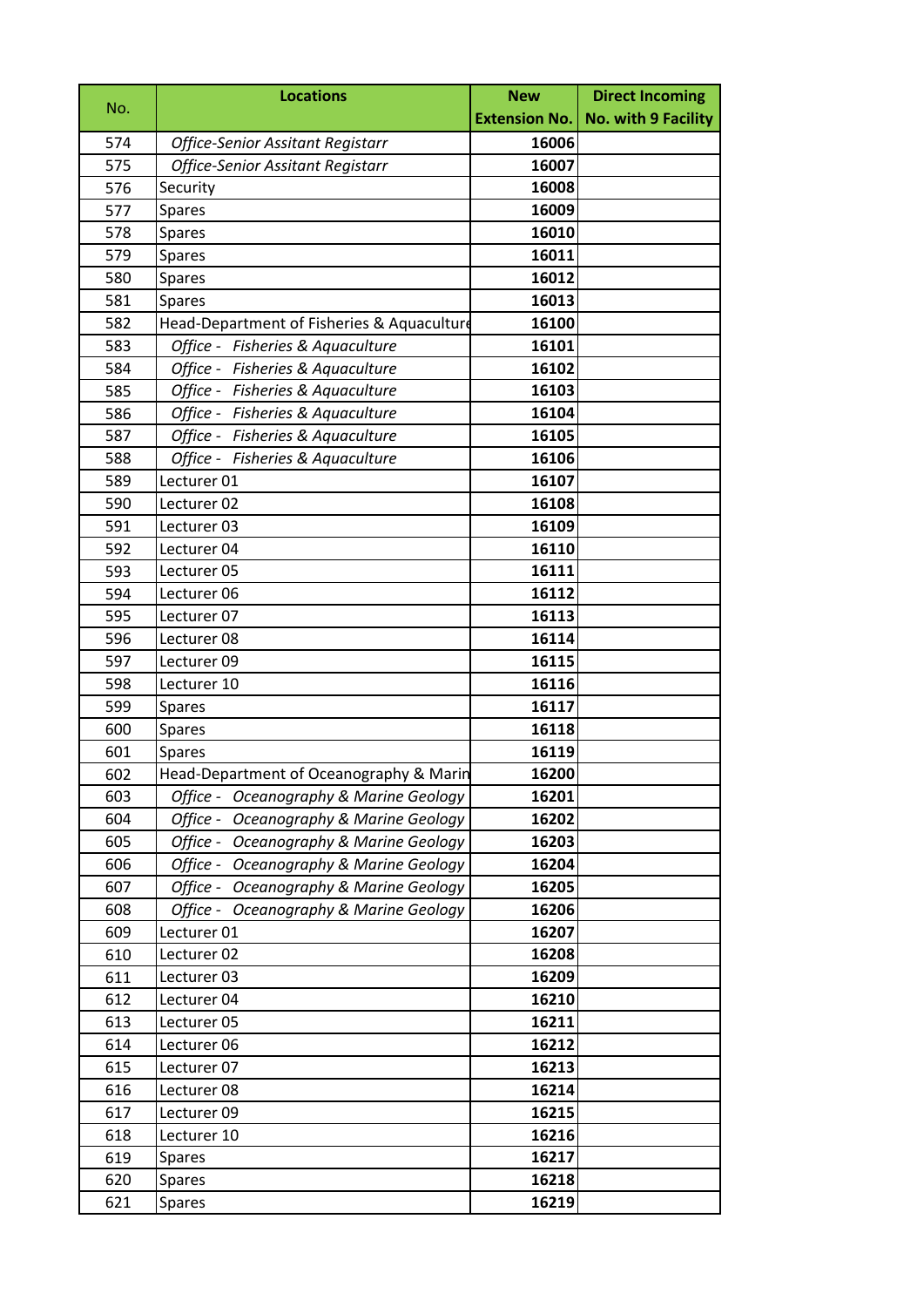| No. | Locations | New Extension No. | Direct Incoming No. with 9 Facility |
|---|---|---|---|
| 574 | *Office-Senior Assitant Registarr* | **16006** | |
| 575 | *Office-Senior Assitant Registarr* | **16007** | |
| 576 | Security | **16008** | |
| 577 | Spares | **16009** | |
| 578 | Spares | **16010** | |
| 579 | Spares | **16011** | |
| 580 | Spares | **16012** | |
| 581 | Spares | **16013** | |
| 582 | Head-Department of Fisheries & Aquaculture | **16100** | |
| 583 | *Office - Fisheries & Aquaculture* | **16101** | |
| 584 | *Office - Fisheries & Aquaculture* | **16102** | |
| 585 | *Office - Fisheries & Aquaculture* | **16103** | |
| 586 | *Office - Fisheries & Aquaculture* | **16104** | |
| 587 | *Office - Fisheries & Aquaculture* | **16105** | |
| 588 | *Office - Fisheries & Aquaculture* | **16106** | |
| 589 | Lecturer 01 | **16107** | |
| 590 | Lecturer 02 | **16108** | |
| 591 | Lecturer 03 | **16109** | |
| 592 | Lecturer 04 | **16110** | |
| 593 | Lecturer 05 | **16111** | |
| 594 | Lecturer 06 | **16112** | |
| 595 | Lecturer 07 | **16113** | |
| 596 | Lecturer 08 | **16114** | |
| 597 | Lecturer 09 | **16115** | |
| 598 | Lecturer 10 | **16116** | |
| 599 | Spares | **16117** | |
| 600 | Spares | **16118** | |
| 601 | Spares | **16119** | |
| 602 | Head-Department of Oceanography & Marin | **16200** | |
| 603 | *Office - Oceanography & Marine Geology* | **16201** | |
| 604 | *Office - Oceanography & Marine Geology* | **16202** | |
| 605 | *Office - Oceanography & Marine Geology* | **16203** | |
| 606 | *Office - Oceanography & Marine Geology* | **16204** | |
| 607 | *Office - Oceanography & Marine Geology* | **16205** | |
| 608 | *Office - Oceanography & Marine Geology* | **16206** | |
| 609 | Lecturer 01 | **16207** | |
| 610 | Lecturer 02 | **16208** | |
| 611 | Lecturer 03 | **16209** | |
| 612 | Lecturer 04 | **16210** | |
| 613 | Lecturer 05 | **16211** | |
| 614 | Lecturer 06 | **16212** | |
| 615 | Lecturer 07 | **16213** | |
| 616 | Lecturer 08 | **16214** | |
| 617 | Lecturer 09 | **16215** | |
| 618 | Lecturer 10 | **16216** | |
| 619 | Spares | **16217** | |
| 620 | Spares | **16218** | |
| 621 | Spares | **16219** | |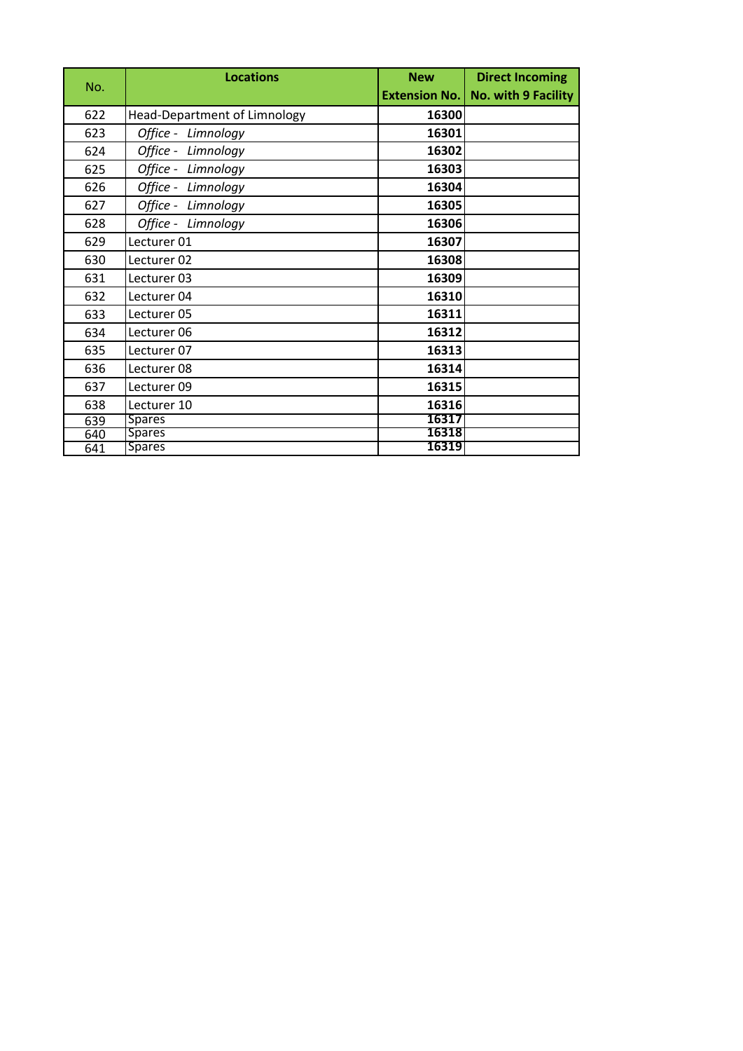| No. | Locations | New Extension No. | Direct Incoming No. with 9 Facility |
|---|---|---|---|
| 622 | Head-Department of Limnology | **16300** | |
| 623 | *Office - Limnology* | **16301** | |
| 624 | *Office - Limnology* | **16302** | |
| 625 | *Office - Limnology* | **16303** | |
| 626 | *Office - Limnology* | **16304** | |
| 627 | *Office - Limnology* | **16305** | |
| 628 | *Office - Limnology* | **16306** | |
| 629 | Lecturer 01 | **16307** | |
| 630 | Lecturer 02 | **16308** | |
| 631 | Lecturer 03 | **16309** | |
| 632 | Lecturer 04 | **16310** | |
| 633 | Lecturer 05 | **16311** | |
| 634 | Lecturer 06 | **16312** | |
| 635 | Lecturer 07 | **16313** | |
| 636 | Lecturer 08 | **16314** | |
| 637 | Lecturer 09 | **16315** | |
| 638 | Lecturer 10 | **16316** | |
| 639 | Spares | **16317** | |
| 640 | Spares | **16318** | |
| 641 | Spares | **16319** | |